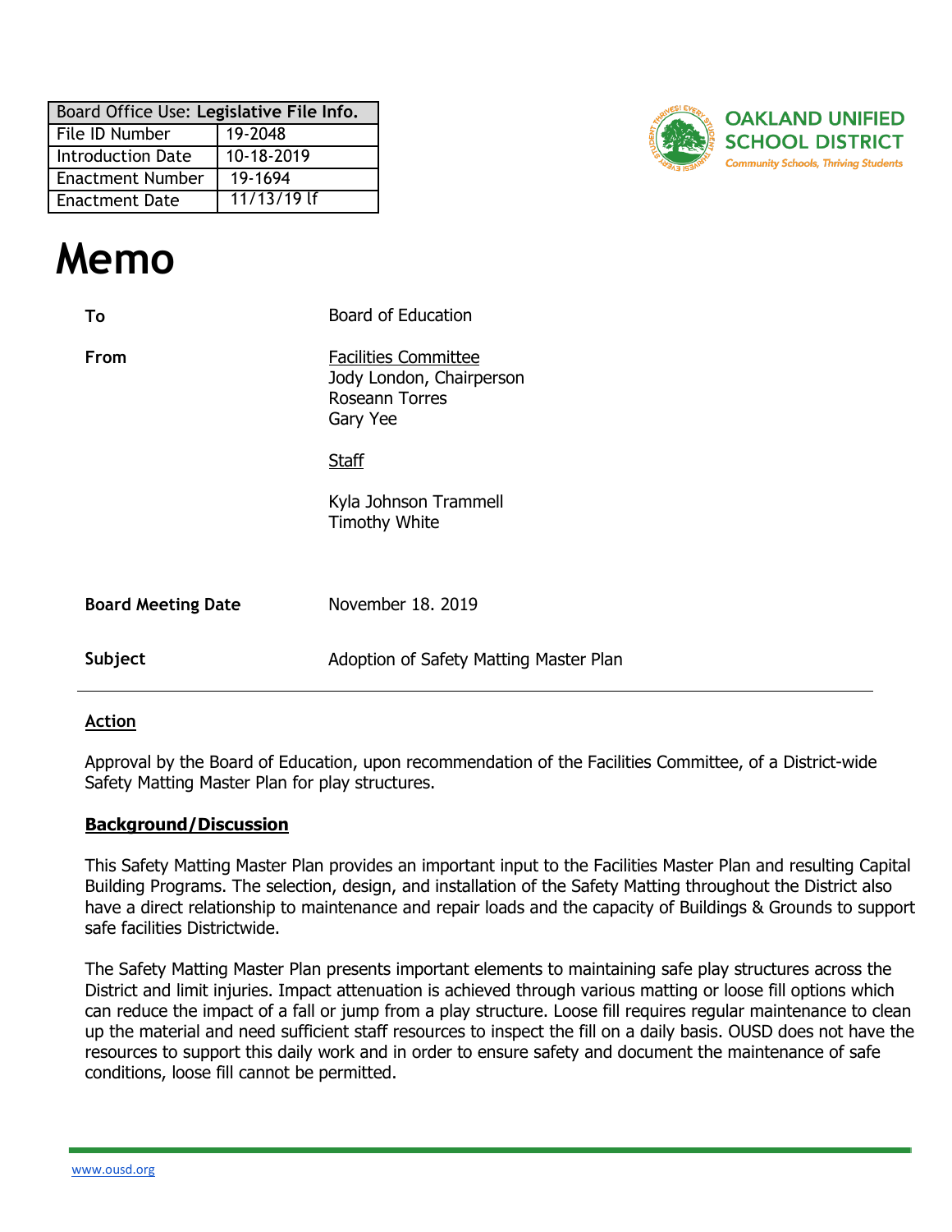| Board Office Use: **Legislative File Info.** | |
|---|---|
| File ID Number | 19-2048 |
| Introduction Date | 10-18-2019 |
| Enactment Number | 19-1694 |
| Enactment Date | 11/13/19 lf |

OAKLAND UNIFIED SCHOOL DISTRICT
*Community Schools, Thriving Students*

# Memo

| | |
|---|---|
| **To** | Board of Education |
| **From** | Facilities Committee<br>Jody London, Chairperson<br>Roseann Torres<br>Gary Yee<br><br>Staff<br><br>Kyla Johnson Trammell<br>Timothy White |
| **Board Meeting Date** | November 18. 2019 |
| **Subject** | Adoption of Safety Matting Master Plan |

---

## Action

Approval by the Board of Education, upon recommendation of the Facilities Committee, of a District-wide Safety Matting Master Plan for play structures.

## **Background/Discussion**

This Safety Matting Master Plan provides an important input to the Facilities Master Plan and resulting Capital Building Programs. The selection, design, and installation of the Safety Matting throughout the District also have a direct relationship to maintenance and repair loads and the capacity of Buildings & Grounds to support safe facilities Districtwide.

The Safety Matting Master Plan presents important elements to maintaining safe play structures across the District and limit injuries. Impact attenuation is achieved through various matting or loose fill options which can reduce the impact of a fall or jump from a play structure. Loose fill requires regular maintenance to clean up the material and need sufficient staff resources to inspect the fill on a daily basis. OUSD does not have the resources to support this daily work and in order to ensure safety and document the maintenance of safe conditions, loose fill cannot be permitted.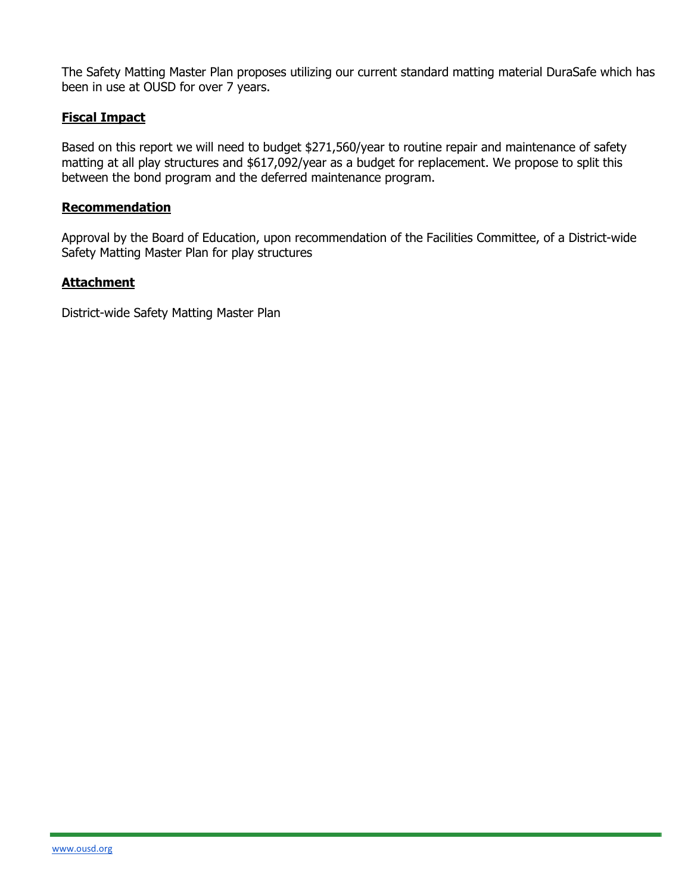The Safety Matting Master Plan proposes utilizing our current standard matting material DuraSafe which has been in use at OUSD for over 7 years.

**Fiscal Impact**

Based on this report we will need to budget $271,560/year to routine repair and maintenance of safety matting at all play structures and $617,092/year as a budget for replacement. We propose to split this between the bond program and the deferred maintenance program.

**Recommendation**

Approval by the Board of Education, upon recommendation of the Facilities Committee, of a District-wide Safety Matting Master Plan for play structures

**Attachment**

District-wide Safety Matting Master Plan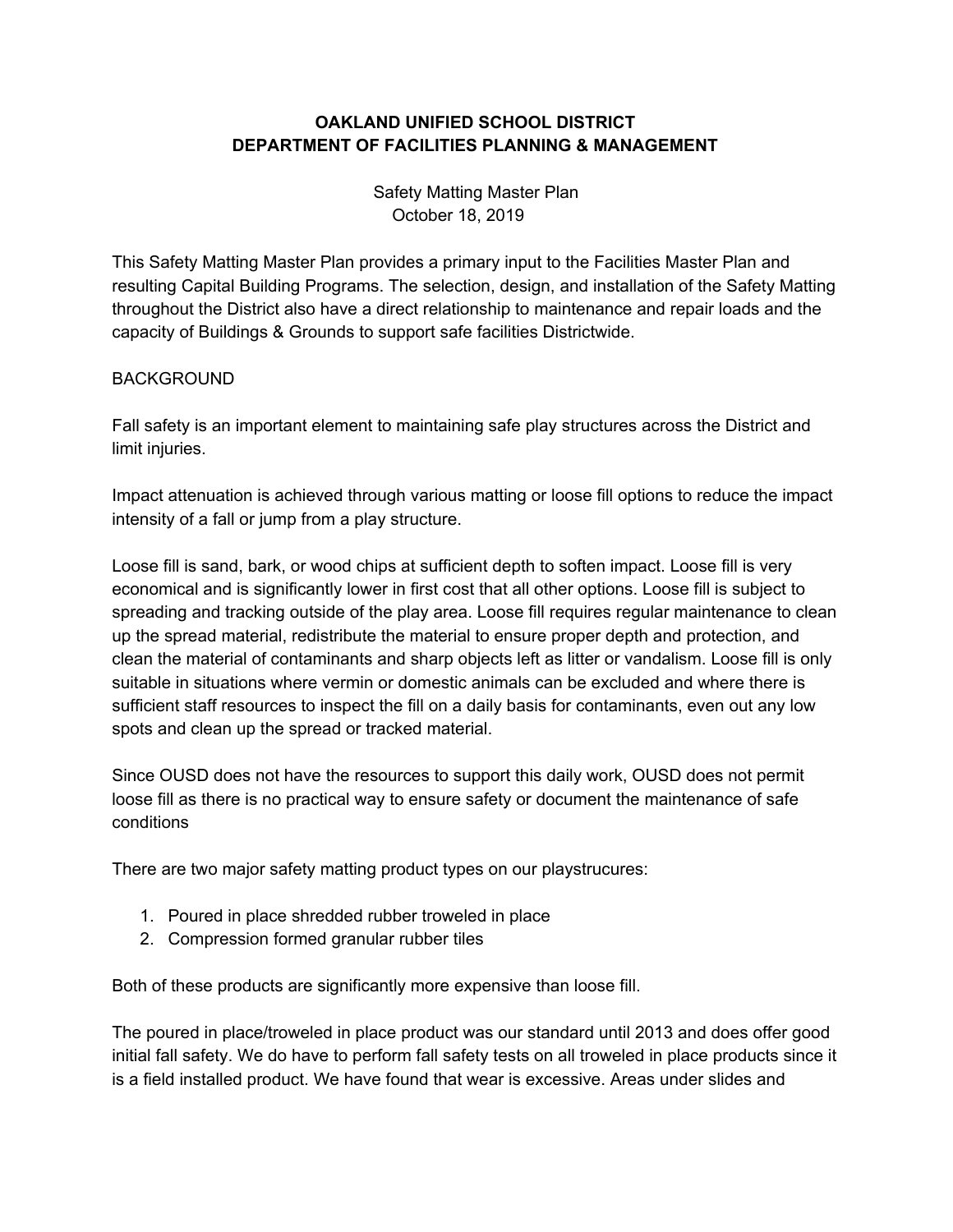**OAKLAND UNIFIED SCHOOL DISTRICT**
**DEPARTMENT OF FACILITIES PLANNING & MANAGEMENT**

Safety Matting Master Plan
October 18, 2019

This Safety Matting Master Plan provides a primary input to the Facilities Master Plan and resulting Capital Building Programs. The selection, design, and installation of the Safety Matting throughout the District also have a direct relationship to maintenance and repair loads and the capacity of Buildings & Grounds to support safe facilities Districtwide.

BACKGROUND

Fall safety is an important element to maintaining safe play structures across the District and limit injuries.

Impact attenuation is achieved through various matting or loose fill options to reduce the impact intensity of a fall or jump from a play structure.

Loose fill is sand, bark, or wood chips at sufficient depth to soften impact. Loose fill is very economical and is significantly lower in first cost that all other options. Loose fill is subject to spreading and tracking outside of the play area. Loose fill requires regular maintenance to clean up the spread material, redistribute the material to ensure proper depth and protection, and clean the material of contaminants and sharp objects left as litter or vandalism. Loose fill is only suitable in situations where vermin or domestic animals can be excluded and where there is sufficient staff resources to inspect the fill on a daily basis for contaminants, even out any low spots and clean up the spread or tracked material.

Since OUSD does not have the resources to support this daily work, OUSD does not permit loose fill as there is no practical way to ensure safety or document the maintenance of safe conditions

There are two major safety matting product types on our playstrucures:

1. Poured in place shredded rubber troweled in place
2. Compression formed granular rubber tiles

Both of these products are significantly more expensive than loose fill.

The poured in place/troweled in place product was our standard until 2013 and does offer good initial fall safety. We do have to perform fall safety tests on all troweled in place products since it is a field installed product. We have found that wear is excessive. Areas under slides and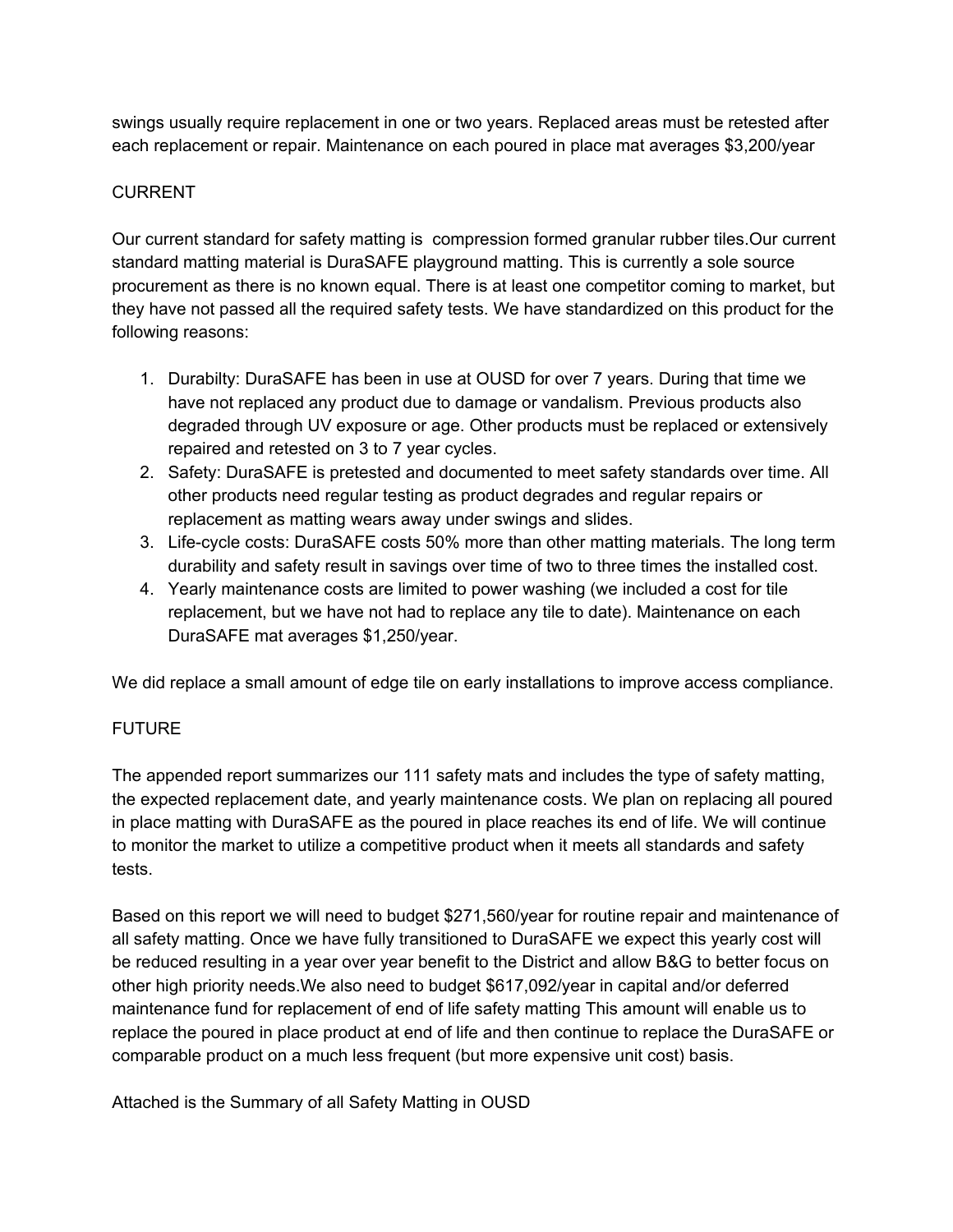swings usually require replacement in one or two years. Replaced areas must be retested after each replacement or repair. Maintenance on each poured in place mat averages $3,200/year

CURRENT

Our current standard for safety matting is  compression formed granular rubber tiles.Our current standard matting material is DuraSAFE playground matting. This is currently a sole source procurement as there is no known equal. There is at least one competitor coming to market, but they have not passed all the required safety tests. We have standardized on this product for the following reasons:

1. Durabilty: DuraSAFE has been in use at OUSD for over 7 years. During that time we have not replaced any product due to damage or vandalism. Previous products also degraded through UV exposure or age. Other products must be replaced or extensively repaired and retested on 3 to 7 year cycles.
2. Safety: DuraSAFE is pretested and documented to meet safety standards over time. All other products need regular testing as product degrades and regular repairs or replacement as matting wears away under swings and slides.
3. Life-cycle costs: DuraSAFE costs 50% more than other matting materials. The long term durability and safety result in savings over time of two to three times the installed cost.
4. Yearly maintenance costs are limited to power washing (we included a cost for tile replacement, but we have not had to replace any tile to date). Maintenance on each DuraSAFE mat averages $1,250/year.

We did replace a small amount of edge tile on early installations to improve access compliance.

FUTURE

The appended report summarizes our 111 safety mats and includes the type of safety matting, the expected replacement date, and yearly maintenance costs. We plan on replacing all poured in place matting with DuraSAFE as the poured in place reaches its end of life. We will continue to monitor the market to utilize a competitive product when it meets all standards and safety tests.

Based on this report we will need to budget $271,560/year for routine repair and maintenance of all safety matting. Once we have fully transitioned to DuraSAFE we expect this yearly cost will be reduced resulting in a year over year benefit to the District and allow B&G to better focus on other high priority needs.We also need to budget $617,092/year in capital and/or deferred maintenance fund for replacement of end of life safety matting This amount will enable us to replace the poured in place product at end of life and then continue to replace the DuraSAFE or comparable product on a much less frequent (but more expensive unit cost) basis.

Attached is the Summary of all Safety Matting in OUSD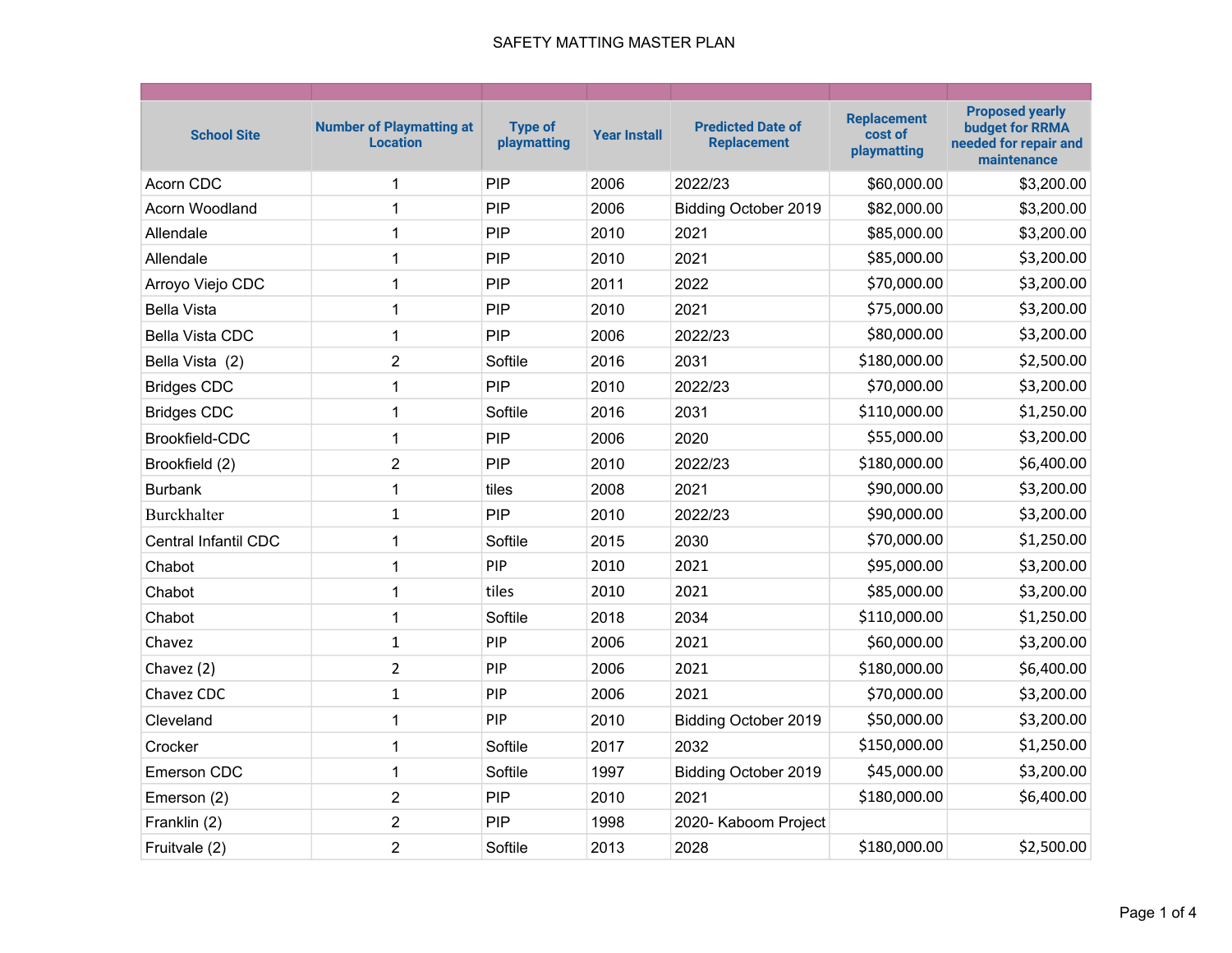# SAFETY MATTING MASTER PLAN

| School Site | Number of Playmatting at Location | Type of playmatting | Year Install | Predicted Date of Replacement | Replacement cost of playmatting | Proposed yearly budget for RRMA needed for repair and maintenance |
|---|---|---|---|---|---|---|
| Acorn CDC | 1 | PIP | 2006 | 2022/23 | $60,000.00 | $3,200.00 |
| Acorn Woodland | 1 | PIP | 2006 | Bidding October 2019 | $82,000.00 | $3,200.00 |
| Allendale | 1 | PIP | 2010 | 2021 | $85,000.00 | $3,200.00 |
| Allendale | 1 | PIP | 2010 | 2021 | $85,000.00 | $3,200.00 |
| Arroyo Viejo CDC | 1 | PIP | 2011 | 2022 | $70,000.00 | $3,200.00 |
| Bella Vista | 1 | PIP | 2010 | 2021 | $75,000.00 | $3,200.00 |
| Bella Vista CDC | 1 | PIP | 2006 | 2022/23 | $80,000.00 | $3,200.00 |
| Bella Vista (2) | 2 | Softile | 2016 | 2031 | $180,000.00 | $2,500.00 |
| Bridges CDC | 1 | PIP | 2010 | 2022/23 | $70,000.00 | $3,200.00 |
| Bridges CDC | 1 | Softile | 2016 | 2031 | $110,000.00 | $1,250.00 |
| Brookfield-CDC | 1 | PIP | 2006 | 2020 | $55,000.00 | $3,200.00 |
| Brookfield (2) | 2 | PIP | 2010 | 2022/23 | $180,000.00 | $6,400.00 |
| Burbank | 1 | tiles | 2008 | 2021 | $90,000.00 | $3,200.00 |
| Burckhalter | 1 | PIP | 2010 | 2022/23 | $90,000.00 | $3,200.00 |
| Central Infantil CDC | 1 | Softile | 2015 | 2030 | $70,000.00 | $1,250.00 |
| Chabot | 1 | PIP | 2010 | 2021 | $95,000.00 | $3,200.00 |
| Chabot | 1 | tiles | 2010 | 2021 | $85,000.00 | $3,200.00 |
| Chabot | 1 | Softile | 2018 | 2034 | $110,000.00 | $1,250.00 |
| Chavez | 1 | PIP | 2006 | 2021 | $60,000.00 | $3,200.00 |
| Chavez (2) | 2 | PIP | 2006 | 2021 | $180,000.00 | $6,400.00 |
| Chavez CDC | 1 | PIP | 2006 | 2021 | $70,000.00 | $3,200.00 |
| Cleveland | 1 | PIP | 2010 | Bidding October 2019 | $50,000.00 | $3,200.00 |
| Crocker | 1 | Softile | 2017 | 2032 | $150,000.00 | $1,250.00 |
| Emerson CDC | 1 | Softile | 1997 | Bidding October 2019 | $45,000.00 | $3,200.00 |
| Emerson (2) | 2 | PIP | 2010 | 2021 | $180,000.00 | $6,400.00 |
| Franklin (2) | 2 | PIP | 1998 | 2020- Kaboom Project | | |
| Fruitvale (2) | 2 | Softile | 2013 | 2028 | $180,000.00 | $2,500.00 |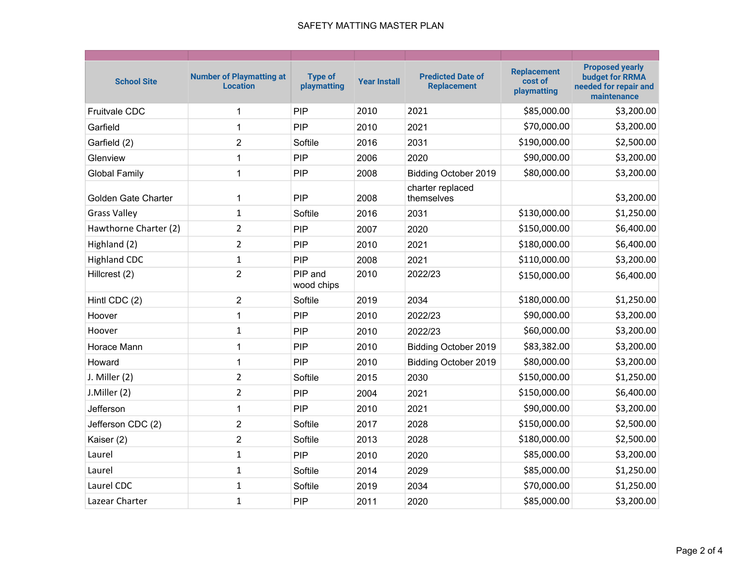SAFETY MATTING MASTER PLAN

| School Site | Number of Playmatting at Location | Type of playmatting | Year Install | Predicted Date of Replacement | Replacement cost of playmatting | Proposed yearly budget for RRMA needed for repair and maintenance |
|---|---|---|---|---|---|---|
| Fruitvale CDC | 1 | PIP | 2010 | 2021 | $85,000.00 | $3,200.00 |
| Garfield | 1 | PIP | 2010 | 2021 | $70,000.00 | $3,200.00 |
| Garfield (2) | 2 | Softile | 2016 | 2031 | $190,000.00 | $2,500.00 |
| Glenview | 1 | PIP | 2006 | 2020 | $90,000.00 | $3,200.00 |
| Global Family | 1 | PIP | 2008 | Bidding October 2019 | $80,000.00 | $3,200.00 |
| Golden Gate Charter | 1 | PIP | 2008 | charter replaced themselves | | $3,200.00 |
| Grass Valley | 1 | Softile | 2016 | 2031 | $130,000.00 | $1,250.00 |
| Hawthorne Charter (2) | 2 | PIP | 2007 | 2020 | $150,000.00 | $6,400.00 |
| Highland (2) | 2 | PIP | 2010 | 2021 | $180,000.00 | $6,400.00 |
| Highland CDC | 1 | PIP | 2008 | 2021 | $110,000.00 | $3,200.00 |
| Hillcrest (2) | 2 | PIP and wood chips | 2010 | 2022/23 | $150,000.00 | $6,400.00 |
| Hintl CDC (2) | 2 | Softile | 2019 | 2034 | $180,000.00 | $1,250.00 |
| Hoover | 1 | PIP | 2010 | 2022/23 | $90,000.00 | $3,200.00 |
| Hoover | 1 | PIP | 2010 | 2022/23 | $60,000.00 | $3,200.00 |
| Horace Mann | 1 | PIP | 2010 | Bidding October 2019 | $83,382.00 | $3,200.00 |
| Howard | 1 | PIP | 2010 | Bidding October 2019 | $80,000.00 | $3,200.00 |
| J. Miller (2) | 2 | Softile | 2015 | 2030 | $150,000.00 | $1,250.00 |
| J.Miller (2) | 2 | PIP | 2004 | 2021 | $150,000.00 | $6,400.00 |
| Jefferson | 1 | PIP | 2010 | 2021 | $90,000.00 | $3,200.00 |
| Jefferson CDC (2) | 2 | Softile | 2017 | 2028 | $150,000.00 | $2,500.00 |
| Kaiser (2) | 2 | Softile | 2013 | 2028 | $180,000.00 | $2,500.00 |
| Laurel | 1 | PIP | 2010 | 2020 | $85,000.00 | $3,200.00 |
| Laurel | 1 | Softile | 2014 | 2029 | $85,000.00 | $1,250.00 |
| Laurel CDC | 1 | Softile | 2019 | 2034 | $70,000.00 | $1,250.00 |
| Lazear Charter | 1 | PIP | 2011 | 2020 | $85,000.00 | $3,200.00 |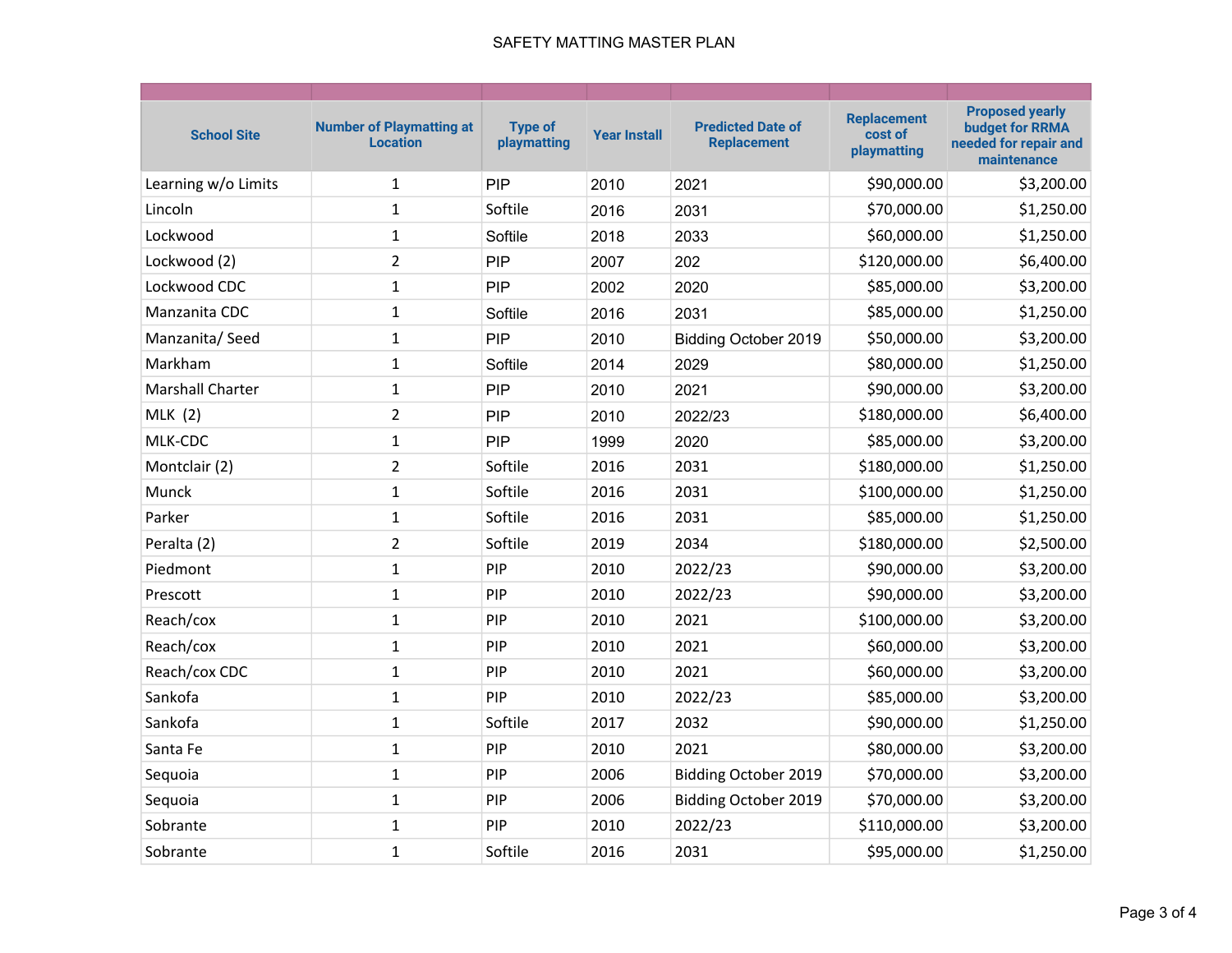SAFETY MATTING MASTER PLAN

| School Site | Number of Playmatting at Location | Type of playmatting | Year Install | Predicted Date of Replacement | Replacement cost of playmatting | Proposed yearly budget for RRMA needed for repair and maintenance |
|---|---|---|---|---|---|---|
| Learning w/o Limits | 1 | PIP | 2010 | 2021 | $90,000.00 | $3,200.00 |
| Lincoln | 1 | Softile | 2016 | 2031 | $70,000.00 | $1,250.00 |
| Lockwood | 1 | Softile | 2018 | 2033 | $60,000.00 | $1,250.00 |
| Lockwood (2) | 2 | PIP | 2007 | 202 | $120,000.00 | $6,400.00 |
| Lockwood CDC | 1 | PIP | 2002 | 2020 | $85,000.00 | $3,200.00 |
| Manzanita CDC | 1 | Softile | 2016 | 2031 | $85,000.00 | $1,250.00 |
| Manzanita/ Seed | 1 | PIP | 2010 | Bidding October 2019 | $50,000.00 | $3,200.00 |
| Markham | 1 | Softile | 2014 | 2029 | $80,000.00 | $1,250.00 |
| Marshall Charter | 1 | PIP | 2010 | 2021 | $90,000.00 | $3,200.00 |
| MLK (2) | 2 | PIP | 2010 | 2022/23 | $180,000.00 | $6,400.00 |
| MLK-CDC | 1 | PIP | 1999 | 2020 | $85,000.00 | $3,200.00 |
| Montclair (2) | 2 | Softile | 2016 | 2031 | $180,000.00 | $1,250.00 |
| Munck | 1 | Softile | 2016 | 2031 | $100,000.00 | $1,250.00 |
| Parker | 1 | Softile | 2016 | 2031 | $85,000.00 | $1,250.00 |
| Peralta (2) | 2 | Softile | 2019 | 2034 | $180,000.00 | $2,500.00 |
| Piedmont | 1 | PIP | 2010 | 2022/23 | $90,000.00 | $3,200.00 |
| Prescott | 1 | PIP | 2010 | 2022/23 | $90,000.00 | $3,200.00 |
| Reach/cox | 1 | PIP | 2010 | 2021 | $100,000.00 | $3,200.00 |
| Reach/cox | 1 | PIP | 2010 | 2021 | $60,000.00 | $3,200.00 |
| Reach/cox CDC | 1 | PIP | 2010 | 2021 | $60,000.00 | $3,200.00 |
| Sankofa | 1 | PIP | 2010 | 2022/23 | $85,000.00 | $3,200.00 |
| Sankofa | 1 | Softile | 2017 | 2032 | $90,000.00 | $1,250.00 |
| Santa Fe | 1 | PIP | 2010 | 2021 | $80,000.00 | $3,200.00 |
| Sequoia | 1 | PIP | 2006 | Bidding October 2019 | $70,000.00 | $3,200.00 |
| Sequoia | 1 | PIP | 2006 | Bidding October 2019 | $70,000.00 | $3,200.00 |
| Sobrante | 1 | PIP | 2010 | 2022/23 | $110,000.00 | $3,200.00 |
| Sobrante | 1 | Softile | 2016 | 2031 | $95,000.00 | $1,250.00 |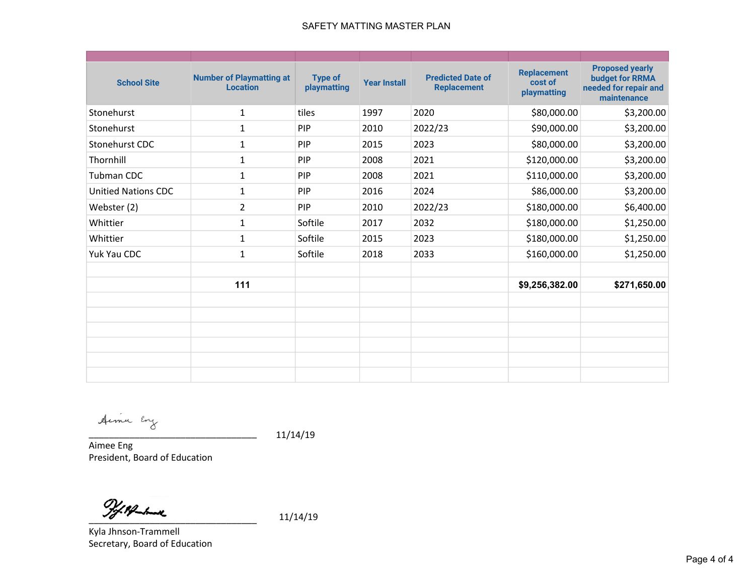SAFETY MATTING MASTER PLAN

| School Site | Number of Playmatting at Location | Type of playmatting | Year Install | Predicted Date of Replacement | Replacement cost of playmatting | Proposed yearly budget for RRMA needed for repair and maintenance |
|---|---|---|---|---|---|---|
| Stonehurst | 1 | tiles | 1997 | 2020 | $80,000.00 | $3,200.00 |
| Stonehurst | 1 | PIP | 2010 | 2022/23 | $90,000.00 | $3,200.00 |
| Stonehurst CDC | 1 | PIP | 2015 | 2023 | $80,000.00 | $3,200.00 |
| Thornhill | 1 | PIP | 2008 | 2021 | $120,000.00 | $3,200.00 |
| Tubman CDC | 1 | PIP | 2008 | 2021 | $110,000.00 | $3,200.00 |
| Unitied Nations CDC | 1 | PIP | 2016 | 2024 | $86,000.00 | $3,200.00 |
| Webster (2) | 2 | PIP | 2010 | 2022/23 | $180,000.00 | $6,400.00 |
| Whittier | 1 | Softile | 2017 | 2032 | $180,000.00 | $1,250.00 |
| Whittier | 1 | Softile | 2015 | 2023 | $180,000.00 | $1,250.00 |
| Yuk Yau CDC | 1 | Softile | 2018 | 2033 | $160,000.00 | $1,250.00 |
| | | | | | | |
| | **111** | | | | **$9,256,382.00** | **$271,650.00** |

Aimee Eng
President, Board of Education
11/14/19

Kyla Jhnson-Trammell
Secretary, Board of Education
11/14/19